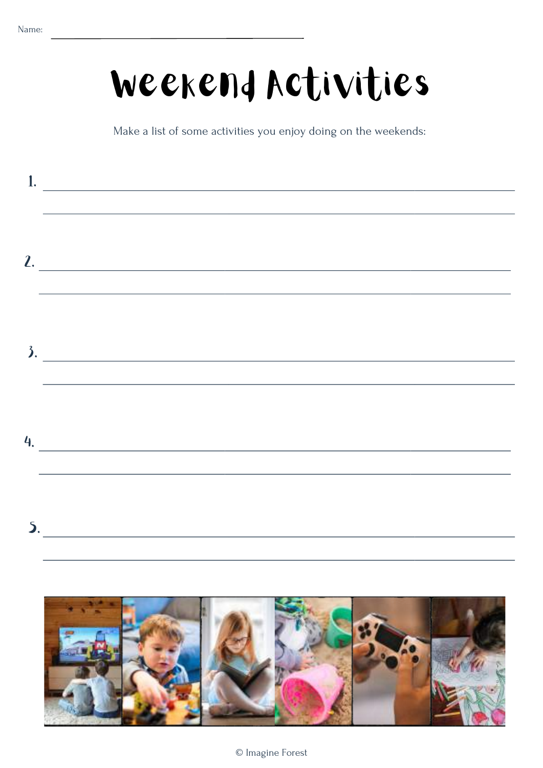Name: ____________________

# Weekend Activities

Make a list of some activities you enjoy doing on the weekends:

1. ____________________
   ____________________

2. ____________________
   ____________________

3. ____________________
   ____________________

4. ____________________
   ____________________

5. ____________________
   ____________________

© Imagine Forest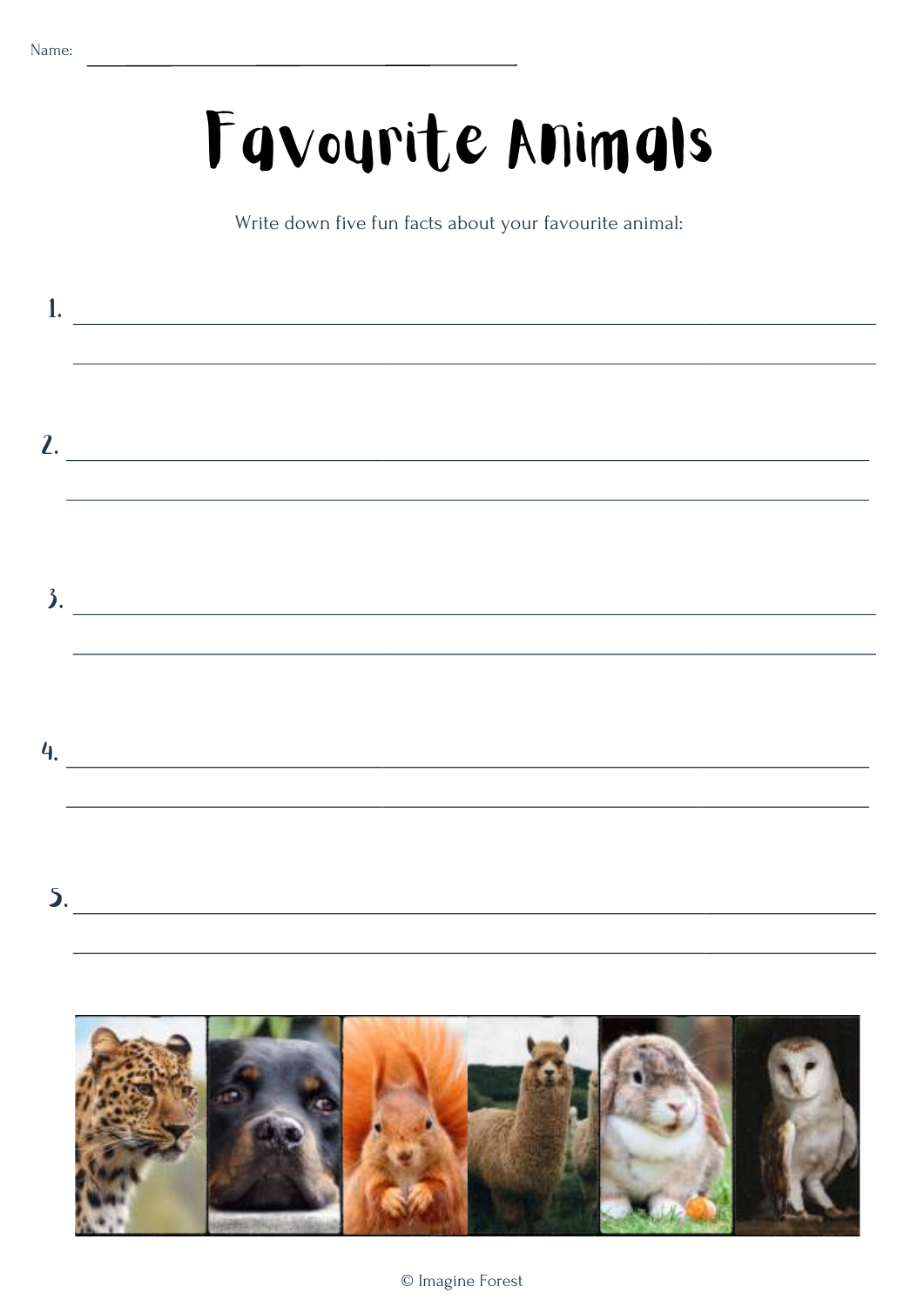Name: ______________________________

# Favourite Animals

Write down five fun facts about your favourite animal:

1. ______________________________________________________________
______________________________________________________________

2. ______________________________________________________________
______________________________________________________________

3. ______________________________________________________________
______________________________________________________________

4. ______________________________________________________________
______________________________________________________________

5. ______________________________________________________________
______________________________________________________________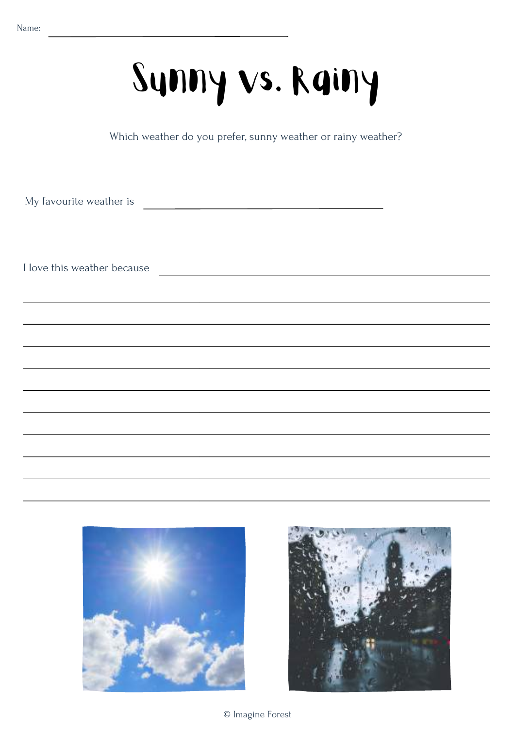Name: ______________________________

# Sunny vs. Rainy

Which weather do you prefer, sunny weather or rainy weather?

My favourite weather is ______________________________

I love this weather because ______________________________

______________________________________________________________

______________________________________________________________

______________________________________________________________

______________________________________________________________

______________________________________________________________

______________________________________________________________

______________________________________________________________

______________________________________________________________

______________________________________________________________

______________________________________________________________

© Imagine Forest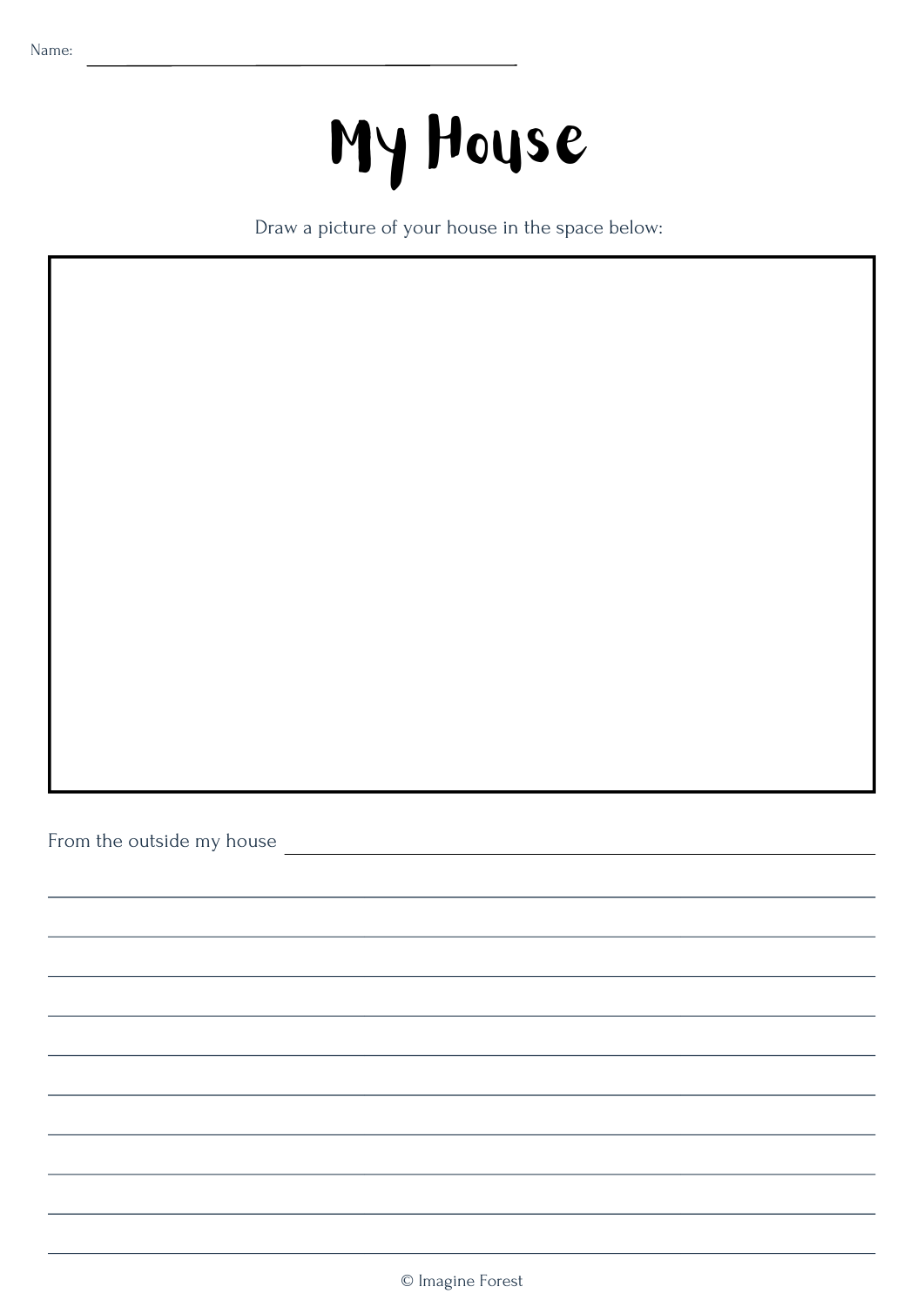Name: ____________________________________________

# My House

Draw a picture of your house in the space below:

From the outside my house ____________________________________________

____________________________________________

____________________________________________

____________________________________________

____________________________________________

____________________________________________

____________________________________________

____________________________________________

____________________________________________

____________________________________________

© Imagine Forest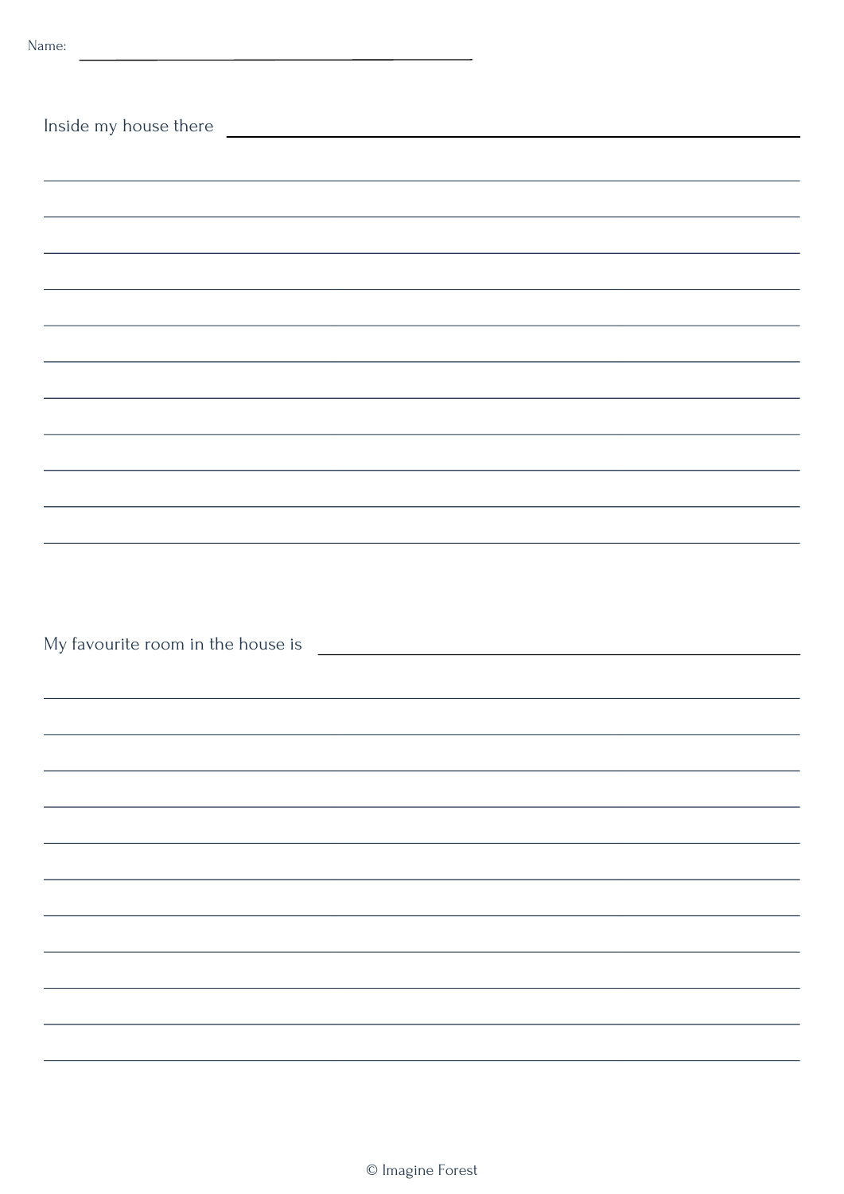Name: \_\_\_\_\_\_\_\_\_\_\_\_\_\_\_\_\_\_\_\_\_\_\_\_\_\_\_\_\_\_

Inside my house there \_\_\_\_\_\_\_\_\_\_\_\_\_\_\_\_\_\_\_\_\_\_\_\_\_\_\_\_\_\_

My favourite room in the house is \_\_\_\_\_\_\_\_\_\_\_\_\_\_\_\_\_\_\_\_\_\_\_\_\_\_\_\_\_\_

© Imagine Forest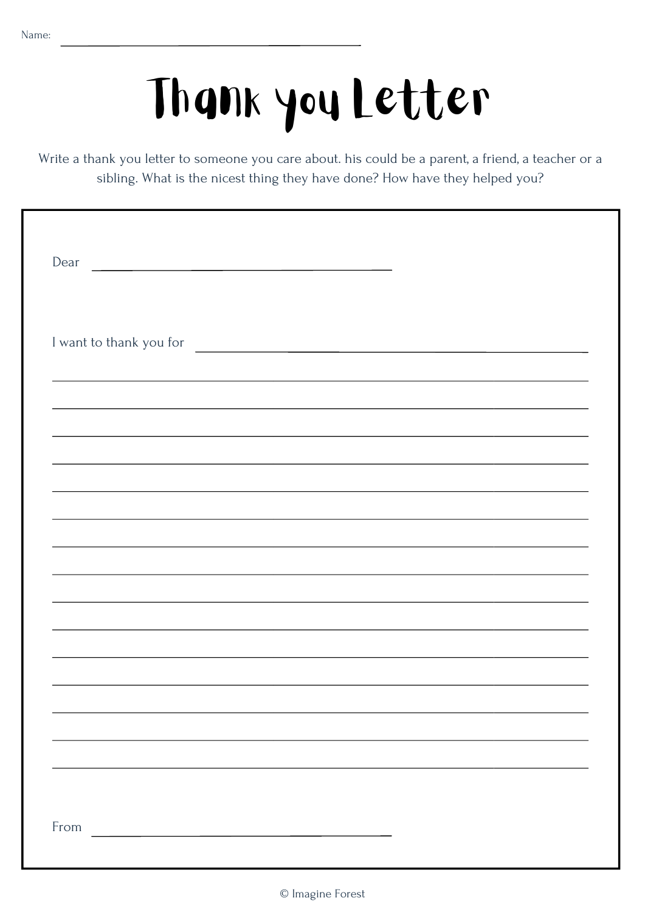Name: ______________________________

# Thank you Letter

Write a thank you letter to someone you care about. his could be a parent, a friend, a teacher or a sibling. What is the nicest thing they have done? How have they helped you?

Dear ______________________________

I want to thank you for ______________________________

_______________________________________________

_______________________________________________

_______________________________________________

_______________________________________________

_______________________________________________

_______________________________________________

_______________________________________________

_______________________________________________

_______________________________________________

_______________________________________________

_______________________________________________

_______________________________________________

_______________________________________________

_______________________________________________

_______________________________________________

From ______________________________

© Imagine Forest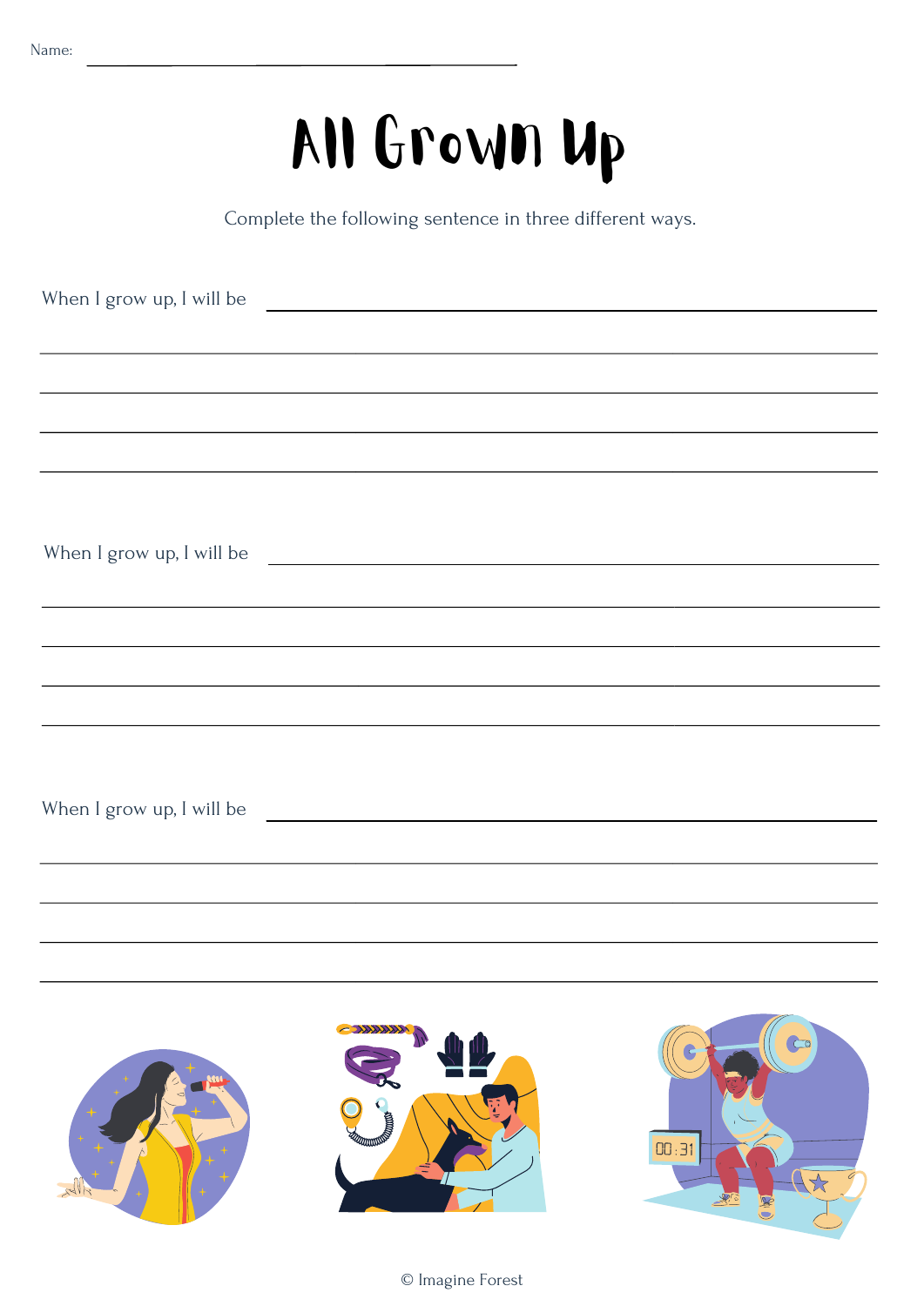Name: ______________________________

# All Grown Up

Complete the following sentence in three different ways.

When I grow up, I will be ______________________________

______________________________

______________________________

______________________________

______________________________

When I grow up, I will be ______________________________

______________________________

______________________________

______________________________

______________________________

When I grow up, I will be ______________________________

______________________________

______________________________

______________________________

______________________________

© Imagine Forest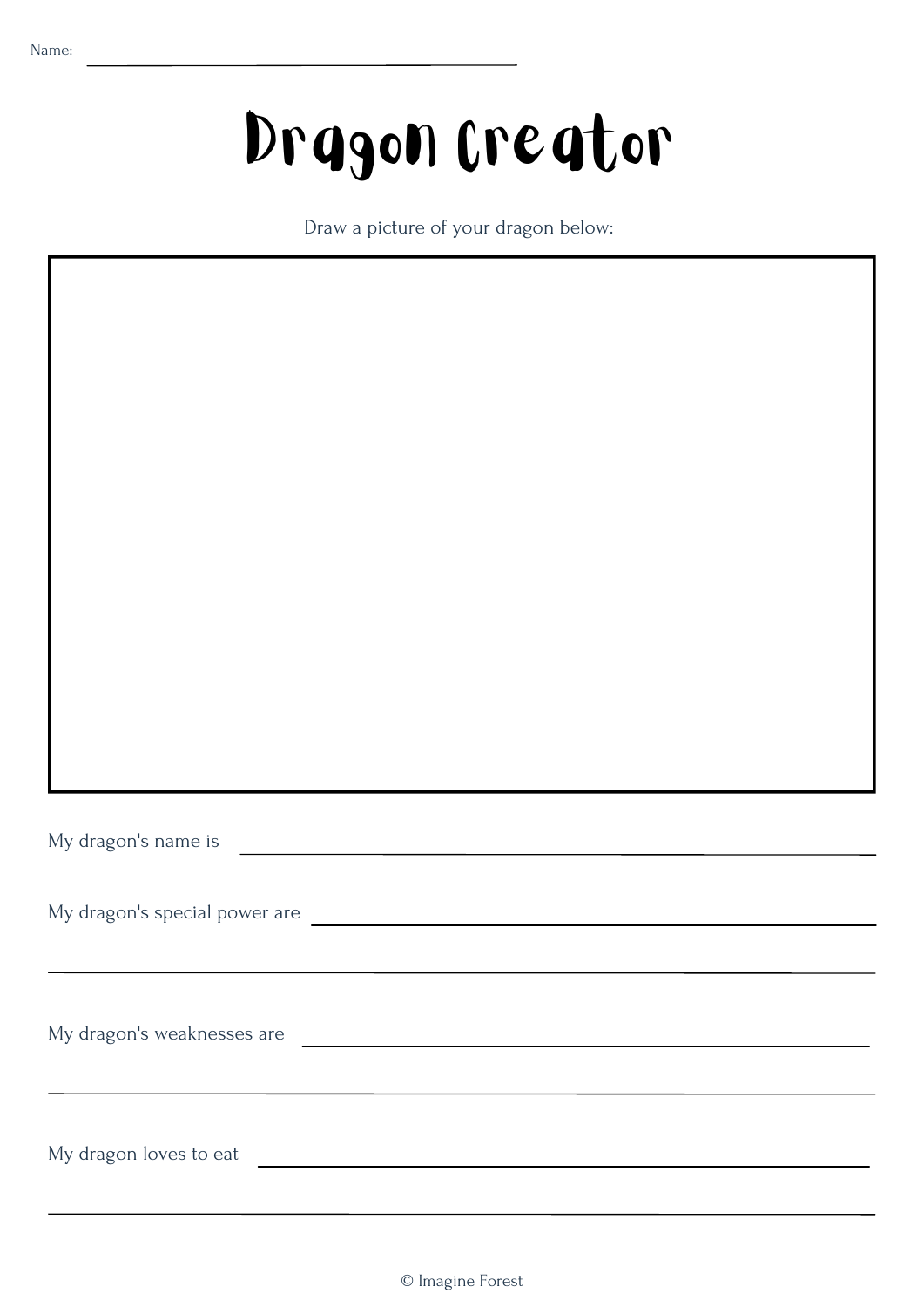Name: ______________________________

# Dragon Creator

Draw a picture of your dragon below:

My dragon's name is ______________________________

My dragon's special power are ______________________________

______________________________

My dragon's weaknesses are ______________________________

______________________________

My dragon loves to eat ______________________________

______________________________

© Imagine Forest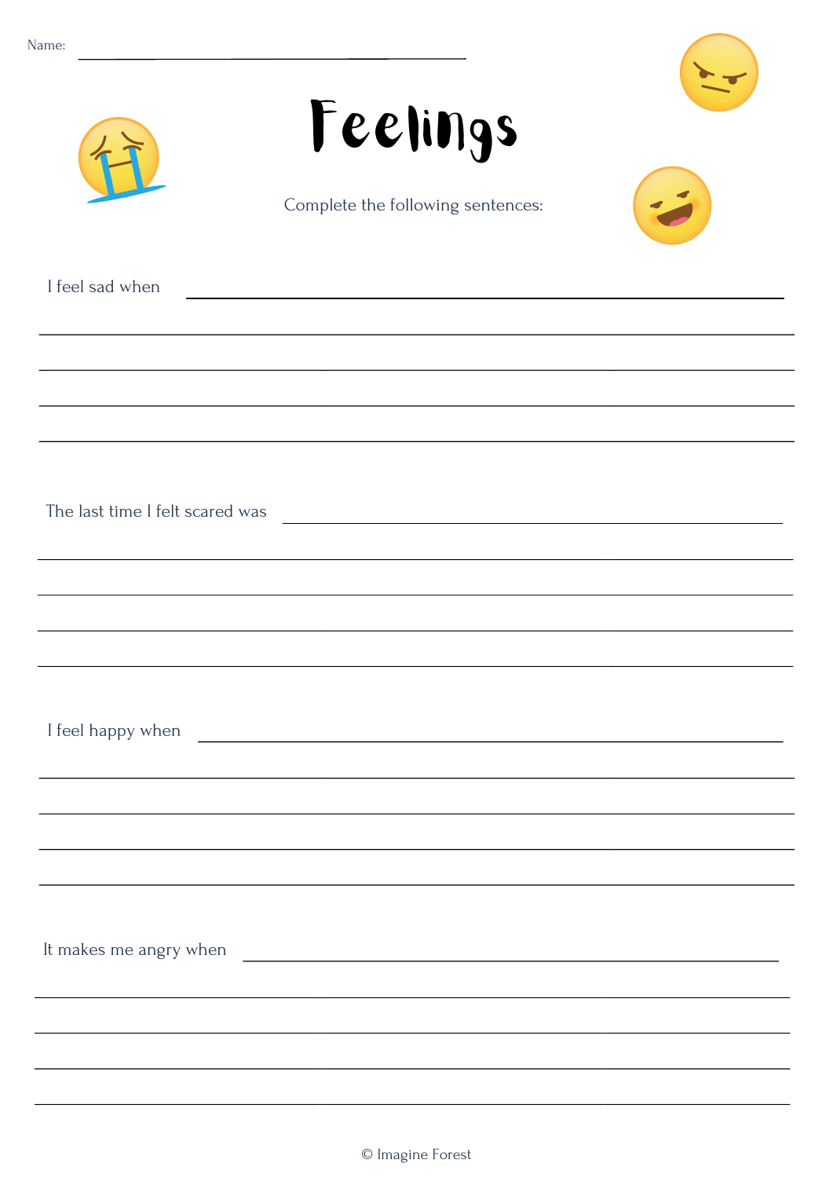Name: ______________________________

# Feelings

Complete the following sentences:

I feel sad when ______________________________

The last time I felt scared was ______________________________

I feel happy when ______________________________

It makes me angry when ______________________________

© Imagine Forest